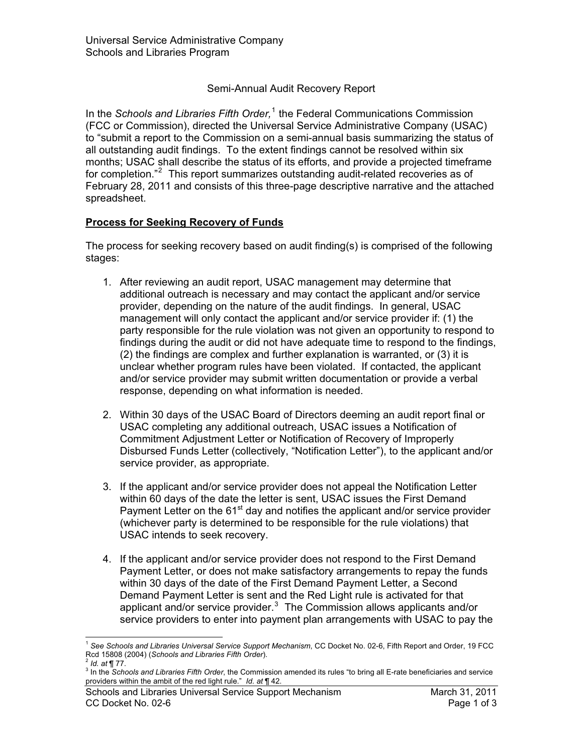Universal Service Administrative Company
Schools and Libraries Program

Semi-Annual Audit Recovery Report

In the *Schools and Libraries Fifth Order,*[1] the Federal Communications Commission (FCC or Commission), directed the Universal Service Administrative Company (USAC) to "submit a report to the Commission on a semi-annual basis summarizing the status of all outstanding audit findings. To the extent findings cannot be resolved within six months; USAC shall describe the status of its efforts, and provide a projected timeframe for completion."[2] This report summarizes outstanding audit-related recoveries as of February 28, 2011 and consists of this three-page descriptive narrative and the attached spreadsheet.

**Process for Seeking Recovery of Funds**

The process for seeking recovery based on audit finding(s) is comprised of the following stages:

1. After reviewing an audit report, USAC management may determine that additional outreach is necessary and may contact the applicant and/or service provider, depending on the nature of the audit findings. In general, USAC management will only contact the applicant and/or service provider if: (1) the party responsible for the rule violation was not given an opportunity to respond to findings during the audit or did not have adequate time to respond to the findings, (2) the findings are complex and further explanation is warranted, or (3) it is unclear whether program rules have been violated. If contacted, the applicant and/or service provider may submit written documentation or provide a verbal response, depending on what information is needed.

2. Within 30 days of the USAC Board of Directors deeming an audit report final or USAC completing any additional outreach, USAC issues a Notification of Commitment Adjustment Letter or Notification of Recovery of Improperly Disbursed Funds Letter (collectively, "Notification Letter"), to the applicant and/or service provider, as appropriate.

3. If the applicant and/or service provider does not appeal the Notification Letter within 60 days of the date the letter is sent, USAC issues the First Demand Payment Letter on the 61st day and notifies the applicant and/or service provider (whichever party is determined to be responsible for the rule violations) that USAC intends to seek recovery.

4. If the applicant and/or service provider does not respond to the First Demand Payment Letter, or does not make satisfactory arrangements to repay the funds within 30 days of the date of the First Demand Payment Letter, a Second Demand Payment Letter is sent and the Red Light rule is activated for that applicant and/or service provider.[3] The Commission allows applicants and/or service providers to enter into payment plan arrangements with USAC to pay the

---

[1] *See Schools and Libraries Universal Service Support Mechanism*, CC Docket No. 02-6, Fifth Report and Order, 19 FCC Rcd 15808 (2004) (*Schools and Libraries Fifth Order*).

[2] *Id. at* ¶ 77.

[3] In the *Schools and Libraries Fifth Order*, the Commission amended its rules "to bring all E-rate beneficiaries and service providers within the ambit of the red light rule." *Id. at* ¶ 42.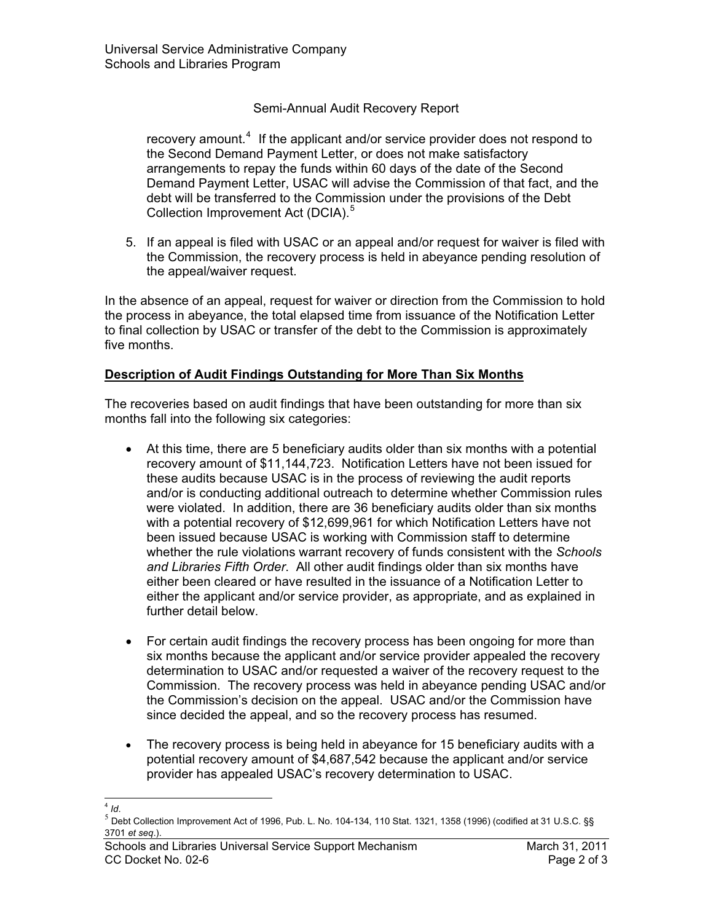recovery amount.[4] If the applicant and/or service provider does not respond to the Second Demand Payment Letter, or does not make satisfactory arrangements to repay the funds within 60 days of the date of the Second Demand Payment Letter, USAC will advise the Commission of that fact, and the debt will be transferred to the Commission under the provisions of the Debt Collection Improvement Act (DCIA).[5]

5. If an appeal is filed with USAC or an appeal and/or request for waiver is filed with the Commission, the recovery process is held in abeyance pending resolution of the appeal/waiver request.

In the absence of an appeal, request for waiver or direction from the Commission to hold the process in abeyance, the total elapsed time from issuance of the Notification Letter to final collection by USAC or transfer of the debt to the Commission is approximately five months.

**<u>Description of Audit Findings Outstanding for More Than Six Months</u>**

The recoveries based on audit findings that have been outstanding for more than six months fall into the following six categories:

- At this time, there are 5 beneficiary audits older than six months with a potential recovery amount of $11,144,723. Notification Letters have not been issued for these audits because USAC is in the process of reviewing the audit reports and/or is conducting additional outreach to determine whether Commission rules were violated. In addition, there are 36 beneficiary audits older than six months with a potential recovery of $12,699,961 for which Notification Letters have not been issued because USAC is working with Commission staff to determine whether the rule violations warrant recovery of funds consistent with the *Schools and Libraries Fifth Order*. All other audit findings older than six months have either been cleared or have resulted in the issuance of a Notification Letter to either the applicant and/or service provider, as appropriate, and as explained in further detail below.

- For certain audit findings the recovery process has been ongoing for more than six months because the applicant and/or service provider appealed the recovery determination to USAC and/or requested a waiver of the recovery request to the Commission. The recovery process was held in abeyance pending USAC and/or the Commission's decision on the appeal. USAC and/or the Commission have since decided the appeal, and so the recovery process has resumed.

- The recovery process is being held in abeyance for 15 beneficiary audits with a potential recovery amount of $4,687,542 because the applicant and/or service provider has appealed USAC's recovery determination to USAC.

---

[4] *Id*.

[5] Debt Collection Improvement Act of 1996, Pub. L. No. 104-134, 110 Stat. 1321, 1358 (1996) (codified at 31 U.S.C. §§ 3701 *et seq*.).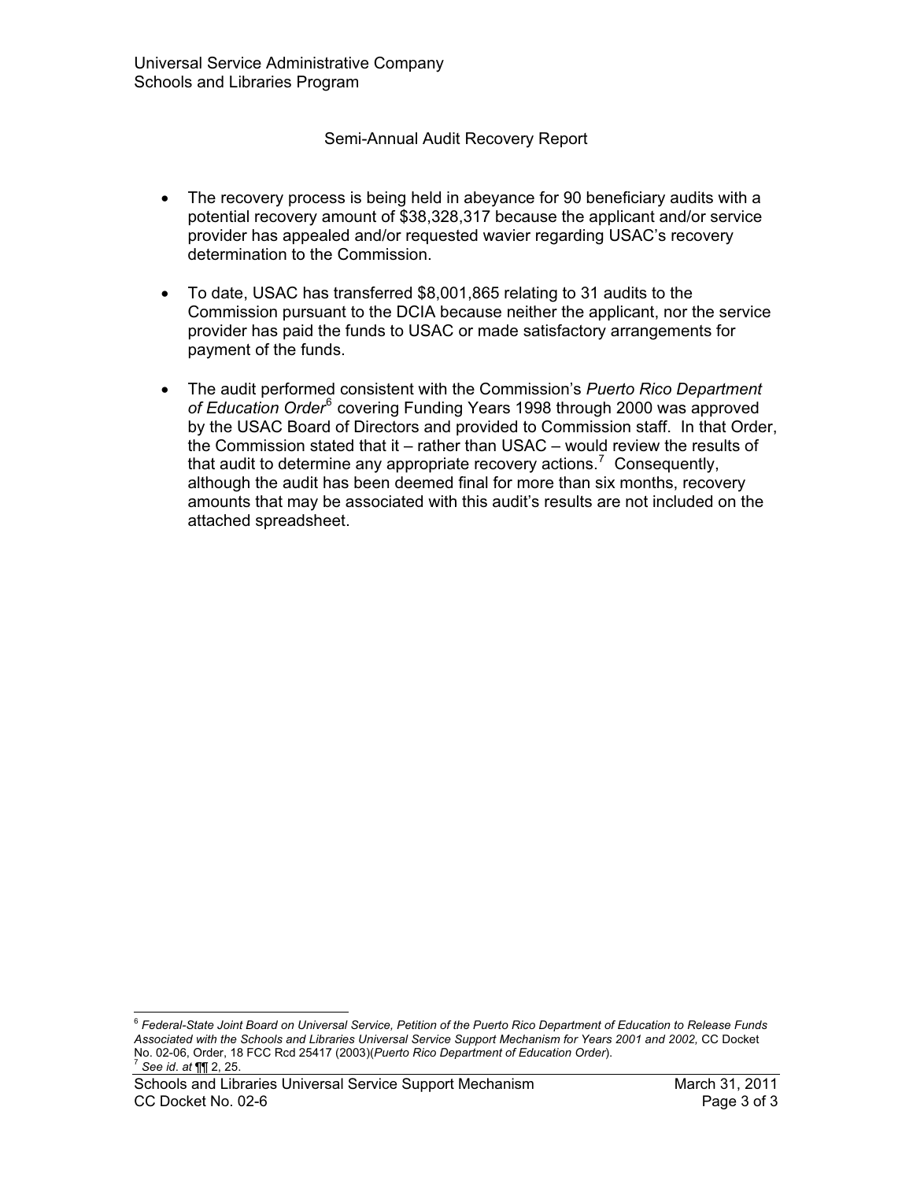Universal Service Administrative Company
Schools and Libraries Program

Semi-Annual Audit Recovery Report

- The recovery process is being held in abeyance for 90 beneficiary audits with a potential recovery amount of $38,328,317 because the applicant and/or service provider has appealed and/or requested wavier regarding USAC's recovery determination to the Commission.

- To date, USAC has transferred $8,001,865 relating to 31 audits to the Commission pursuant to the DCIA because neither the applicant, nor the service provider has paid the funds to USAC or made satisfactory arrangements for payment of the funds.

- The audit performed consistent with the Commission's *Puerto Rico Department of Education Order*[6] covering Funding Years 1998 through 2000 was approved by the USAC Board of Directors and provided to Commission staff. In that Order, the Commission stated that it – rather than USAC – would review the results of that audit to determine any appropriate recovery actions.[7] Consequently, although the audit has been deemed final for more than six months, recovery amounts that may be associated with this audit's results are not included on the attached spreadsheet.

---

[6] *Federal-State Joint Board on Universal Service, Petition of the Puerto Rico Department of Education to Release Funds Associated with the Schools and Libraries Universal Service Support Mechanism for Years 2001 and 2002,* CC Docket No. 02-06, Order, 18 FCC Rcd 25417 (2003)(*Puerto Rico Department of Education Order*).

[7] *See id. at* ¶¶ 2, 25.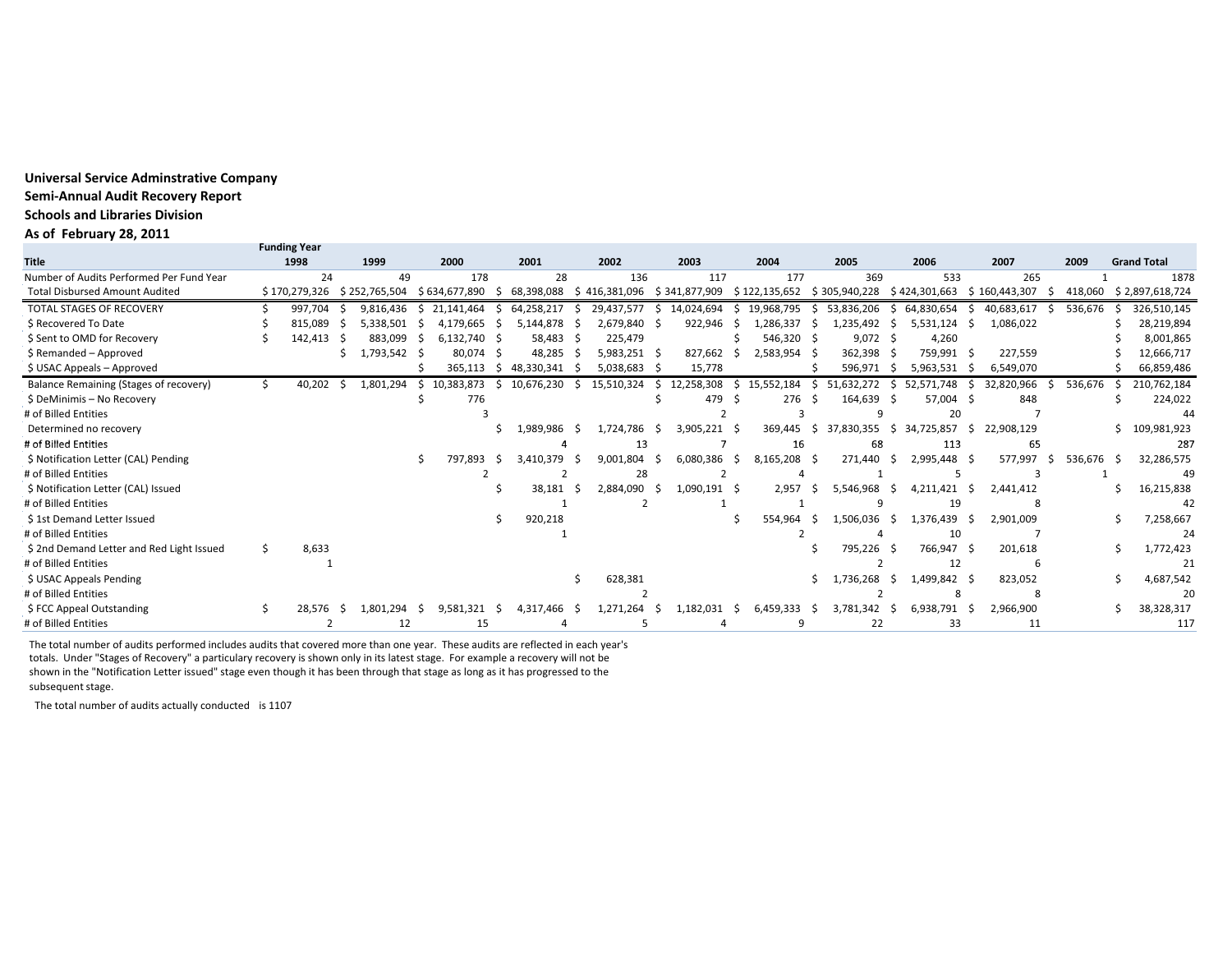**Universal Service Adminstrative Company**

**Semi-Annual Audit Recovery Report**

**Schools and Libraries Division**

**As of February 28, 2011**

| Title | Funding Year 1998 | 1999 | 2000 | 2001 | 2002 | 2003 | 2004 | 2005 | 2006 | 2007 | 2009 | Grand Total |
|---|---|---|---|---|---|---|---|---|---|---|---|---|
| Number of Audits Performed Per Fund Year | 24 | 49 | 178 | 28 | 136 | 117 | 177 | 369 | 533 | 265 | 1 | 1878 |
| Total Disbursed Amount Audited | $ 170,279,326 | $ 252,765,504 | $ 634,677,890 | $ 68,398,088 | $ 416,381,096 | $ 341,877,909 | $ 122,135,652 | $ 305,940,228 | $ 424,301,663 | $ 160,443,307 | $ 418,060 | $ 2,897,618,724 |
| TOTAL STAGES OF RECOVERY | $ 997,704 | $ 9,816,436 | $ 21,141,464 | $ 64,258,217 | $ 29,437,577 | $ 14,024,694 | $ 19,968,795 | $ 53,836,206 | $ 64,830,654 | $ 40,683,617 | $ 536,676 | $ 326,510,145 |
| $ Recovered To Date | $ 815,089 | $ 5,338,501 | $ 4,179,665 | $ 5,144,878 | $ 2,679,840 | $ 922,946 | $ 1,286,337 | $ 1,235,492 | $ 5,531,124 | $ 1,086,022 | | $ 28,219,894 |
| $ Sent to OMD for Recovery | $ 142,413 | $ 883,099 | $ 6,132,740 | $ 58,483 | $ 225,479 | | $ 546,320 | $ 9,072 | $ 4,260 | | | $ 8,001,865 |
| $ Remanded – Approved | | $ 1,793,542 | $ 80,074 | $ 48,285 | $ 5,983,251 | $ 827,662 | $ 2,583,954 | $ 362,398 | $ 759,991 | $ 227,559 | | $ 12,666,717 |
| $ USAC Appeals – Approved | | | $ 365,113 | $ 48,330,341 | $ 5,038,683 | $ 15,778 | | $ 596,971 | $ 5,963,531 | $ 6,549,070 | | $ 66,859,486 |
| Balance Remaining (Stages of recovery) | $ 40,202 | $ 1,801,294 | $ 10,383,873 | $ 10,676,230 | $ 15,510,324 | $ 12,258,308 | $ 15,552,184 | $ 51,632,272 | $ 52,571,748 | $ 32,820,966 | $ 536,676 | $ 210,762,184 |
| $ DeMinimis – No Recovery | | | $ 776 | | | $ 479 | $ 276 | $ 164,639 | $ 57,004 | $ 848 | | $ 224,022 |
| # of Billed Entities | | | 3 | | | 2 | 3 | 9 | 20 | 7 | | 44 |
| Determined no recovery | | | | $ 1,989,986 | $ 1,724,786 | $ 3,905,221 | $ 369,445 | $ 37,830,355 | $ 34,725,857 | $ 22,908,129 | | $ 109,981,923 |
| # of Billed Entities | | | | 4 | 13 | 7 | 16 | 68 | 113 | 65 | | 287 |
| $ Notification Letter (CAL) Pending | | | $ 797,893 | $ 3,410,379 | $ 9,001,804 | $ 6,080,386 | $ 8,165,208 | $ 271,440 | $ 2,995,448 | $ 577,997 | $ 536,676 | $ 32,286,575 |
| # of Billed Entities | | | 2 | 2 | 28 | 2 | 4 | 1 | 5 | 3 | 1 | 49 |
| $ Notification Letter (CAL) Issued | | | | $ 38,181 | $ 2,884,090 | $ 1,090,191 | $ 2,957 | $ 5,546,968 | $ 4,211,421 | $ 2,441,412 | | $ 16,215,838 |
| # of Billed Entities | | | | 1 | 2 | 1 | 1 | 9 | 19 | 8 | | 42 |
| $ 1st Demand Letter Issued | | | | $ 920,218 | | | $ 554,964 | $ 1,506,036 | $ 1,376,439 | $ 2,901,009 | | $ 7,258,667 |
| # of Billed Entities | | | | 1 | | | 2 | 4 | 10 | 7 | | 24 |
| $ 2nd Demand Letter and Red Light Issued | $ 8,633 | | | | | | | $ 795,226 | $ 766,947 | $ 201,618 | | $ 1,772,423 |
| # of Billed Entities | 1 | | | | | | | 2 | 12 | 6 | | 21 |
| $ USAC Appeals Pending | | | | | $ 628,381 | | | $ 1,736,268 | $ 1,499,842 | $ 823,052 | | $ 4,687,542 |
| # of Billed Entities | | | | | 2 | | | 2 | 8 | 8 | | 20 |
| $ FCC Appeal Outstanding | $ 28,576 | $ 1,801,294 | $ 9,581,321 | $ 4,317,466 | $ 1,271,264 | $ 1,182,031 | $ 6,459,333 | $ 3,781,342 | $ 6,938,791 | $ 2,966,900 | | $ 38,328,317 |
| # of Billed Entities | 2 | 12 | 15 | 4 | 5 | 4 | 9 | 22 | 33 | 11 | | 117 |

The total number of audits performed includes audits that covered more than one year. These audits are reflected in each year's totals. Under "Stages of Recovery" a particulary recovery is shown only in its latest stage. For example a recovery will not be shown in the "Notification Letter issued" stage even though it has been through that stage as long as it has progressed to the subsequent stage.

The total number of audits actually conducted is 1107